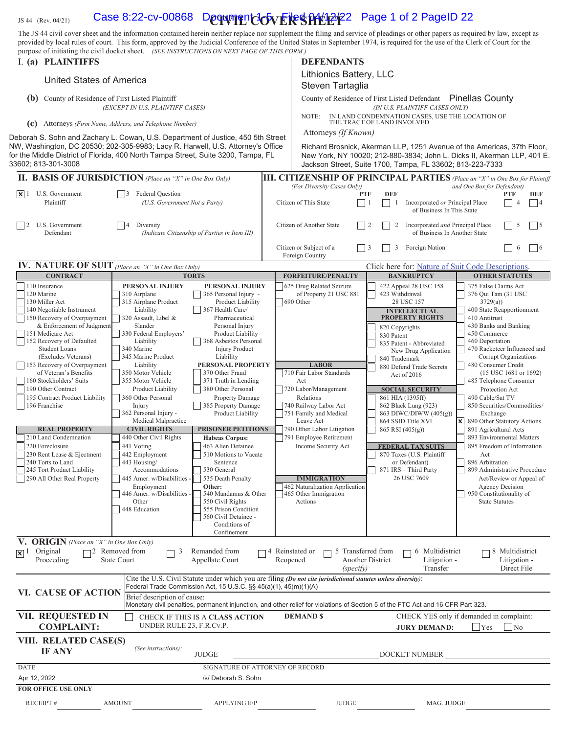JS 44 (Rev. 04/21)

# CIVIL COVER SHEET

The JS 44 civil cover sheet and the information contained herein neither replace nor supplement the filing and service of pleadings or other papers as required by law, except as provided by local rules of court. This form, approved by the Judicial Conference of the United States in September 1974, is required for the use of the Clerk of Court for the purpose of initiating the civil docket sheet. *(SEE INSTRUCTIONS ON NEXT PAGE OF THIS FORM.)*

## I. (a) PLAINTIFFS

United States of America

**(b)** County of Residence of First Listed Plaintiff ______ *(EXCEPT IN U.S. PLAINTIFF CASES)*

**(c)** Attorneys *(Firm Name, Address, and Telephone Number)*

Deborah S. Sohn and Zachary L. Cowan, U.S. Department of Justice, 450 5th Street NW, Washington, DC 20530; 202-305-9983; Lacy R. Harwell, U.S. Attorney's Office for the Middle District of Florida, 400 North Tampa Street, Suite 3200, Tampa, FL 33602; 813-301-3008

## DEFENDANTS

Lithionics Battery, LLC
Steven Tartaglia

County of Residence of First Listed Defendant: Pinellas County *(IN U.S. PLAINTIFF CASES ONLY)*

NOTE: IN LAND CONDEMNATION CASES, USE THE LOCATION OF THE TRACT OF LAND INVOLVED.

Attorneys *(If Known)*

Richard Brosnick, Akerman LLP, 1251 Avenue of the Americas, 37th Floor, New York, NY 10020; 212-880-3834; John L. Dicks II, Akerman LLP, 401 E. Jackson Street, Suite 1700, Tampa, FL 33602; 813-223-7333

## II. BASIS OF JURISDICTION *(Place an "X" in One Box Only)*

- [X] 1 U.S. Government Plaintiff
- [ ] 3 Federal Question (U.S. Government Not a Party)
- [ ] 2 U.S. Government Defendant
- [ ] 4 Diversity (Indicate Citizenship of Parties in Item III)

## III. CITIZENSHIP OF PRINCIPAL PARTIES *(Place an "X" in One Box for Plaintiff and One Box for Defendant)* *(For Diversity Cases Only)*

| | PTF | DEF | | PTF | DEF |
|---|---|---|---|---|---|
| Citizen of This State | [ ] 1 | [ ] 1 | Incorporated *or* Principal Place of Business In This State | [ ] 4 | [ ] 4 |
| Citizen of Another State | [ ] 2 | [ ] 2 | Incorporated *and* Principal Place of Business In Another State | [ ] 5 | [ ] 5 |
| Citizen or Subject of a Foreign Country | [ ] 3 | [ ] 3 | Foreign Nation | [ ] 6 | [ ] 6 |

## IV. NATURE OF SUIT *(Place an "X" in One Box Only)*

Click here for: Nature of Suit Code Descriptions.

**CONTRACT:** 110 Insurance; 120 Marine; 130 Miller Act; 140 Negotiable Instrument; 150 Recovery of Overpayment & Enforcement of Judgment; 151 Medicare Act; 152 Recovery of Defaulted Student Loans (Excludes Veterans); 153 Recovery of Overpayment of Veteran's Benefits; 160 Stockholders' Suits; 190 Other Contract; 195 Contract Product Liability; 196 Franchise

**REAL PROPERTY:** 210 Land Condemnation; 220 Foreclosure; 230 Rent Lease & Ejectment; 240 Torts to Land; 245 Tort Product Liability; 290 All Other Real Property

**TORTS — PERSONAL INJURY:** 310 Airplane; 315 Airplane Product Liability; 320 Assault, Libel & Slander; 330 Federal Employers' Liability; 340 Marine; 345 Marine Product Liability; 350 Motor Vehicle; 355 Motor Vehicle Product Liability; 360 Other Personal Injury; 362 Personal Injury - Medical Malpractice

**TORTS — PERSONAL INJURY:** 365 Personal Injury - Product Liability; 367 Health Care/ Pharmaceutical Personal Injury Product Liability; 368 Asbestos Personal Injury Product Liability

**PERSONAL PROPERTY:** 370 Other Fraud; 371 Truth in Lending; 380 Other Personal Property Damage; 385 Property Damage Product Liability

**CIVIL RIGHTS:** 440 Other Civil Rights; 441 Voting; 442 Employment; 443 Housing/ Accommodations; 445 Amer. w/Disabilities - Employment; 446 Amer. w/Disabilities - Other; 448 Education

**PRISONER PETITIONS — Habeas Corpus:** 463 Alien Detainee; 510 Motions to Vacate Sentence; 530 General; 535 Death Penalty; **Other:** 540 Mandamus & Other; 550 Civil Rights; 555 Prison Condition; 560 Civil Detainee - Conditions of Confinement

**FORFEITURE/PENALTY:** 625 Drug Related Seizure of Property 21 USC 881; 690 Other

**LABOR:** 710 Fair Labor Standards Act; 720 Labor/Management Relations; 740 Railway Labor Act; 751 Family and Medical Leave Act; 790 Other Labor Litigation; 791 Employee Retirement Income Security Act

**IMMIGRATION:** 462 Naturalization Application; 465 Other Immigration Actions

**BANKRUPTCY:** 422 Appeal 28 USC 158; 423 Withdrawal 28 USC 157

**INTELLECTUAL PROPERTY RIGHTS:** 820 Copyrights; 830 Patent; 835 Patent - Abbreviated New Drug Application; 840 Trademark; 880 Defend Trade Secrets Act of 2016

**SOCIAL SECURITY:** 861 HIA (1395ff); 862 Black Lung (923); 863 DIWC/DIWW (405(g)); 864 SSID Title XVI; 865 RSI (405(g))

**FEDERAL TAX SUITS:** 870 Taxes (U.S. Plaintiff or Defendant); 871 IRS—Third Party 26 USC 7609

**OTHER STATUTES:** 375 False Claims Act; 376 Qui Tam (31 USC 3729(a)); 400 State Reapportionment; 410 Antitrust; 430 Banks and Banking; 450 Commerce; 460 Deportation; 470 Racketeer Influenced and Corrupt Organizations; 480 Consumer Credit (15 USC 1681 or 1692); 485 Telephone Consumer Protection Act; 490 Cable/Sat TV; 850 Securities/Commodities/ Exchange; **[X] 890 Other Statutory Actions**; 891 Agricultural Acts; 893 Environmental Matters; 895 Freedom of Information Act; 896 Arbitration; 899 Administrative Procedure Act/Review or Appeal of Agency Decision; 950 Constitutionality of State Statutes

## V. ORIGIN *(Place an "X" in One Box Only)*

- [X] 1 Original Proceeding
- [ ] 2 Removed from State Court
- [ ] 3 Remanded from Appellate Court
- [ ] 4 Reinstated or Reopened
- [ ] 5 Transferred from Another District *(specify)*
- [ ] 6 Multidistrict Litigation - Transfer
- [ ] 8 Multidistrict Litigation - Direct File

## VI. CAUSE OF ACTION

Cite the U.S. Civil Statute under which you are filing *(Do not cite jurisdictional statutes unless diversity)*:
Federal Trade Commission Act, 15 U.S.C. §§ 45(a)(1), 45(m)(1)(A)

Brief description of cause:
Monetary civil penalties, permanent injunction, and other relief for violations of Section 5 of the FTC Act and 16 CFR Part 323.

## VII. REQUESTED IN COMPLAINT:

[ ] CHECK IF THIS IS A CLASS ACTION UNDER RULE 23, F.R.Cv.P.

DEMAND $

CHECK YES only if demanded in complaint: JURY DEMAND: [ ] Yes [ ] No

## VIII. RELATED CASE(S) IF ANY

*(See instructions):* JUDGE ______ DOCKET NUMBER ______

DATE: Apr 12, 2022

SIGNATURE OF ATTORNEY OF RECORD: /s/ Deborah S. Sohn

**FOR OFFICE USE ONLY**

RECEIPT # ______ AMOUNT ______ APPLYING IFP ______ JUDGE ______ MAG. JUDGE ______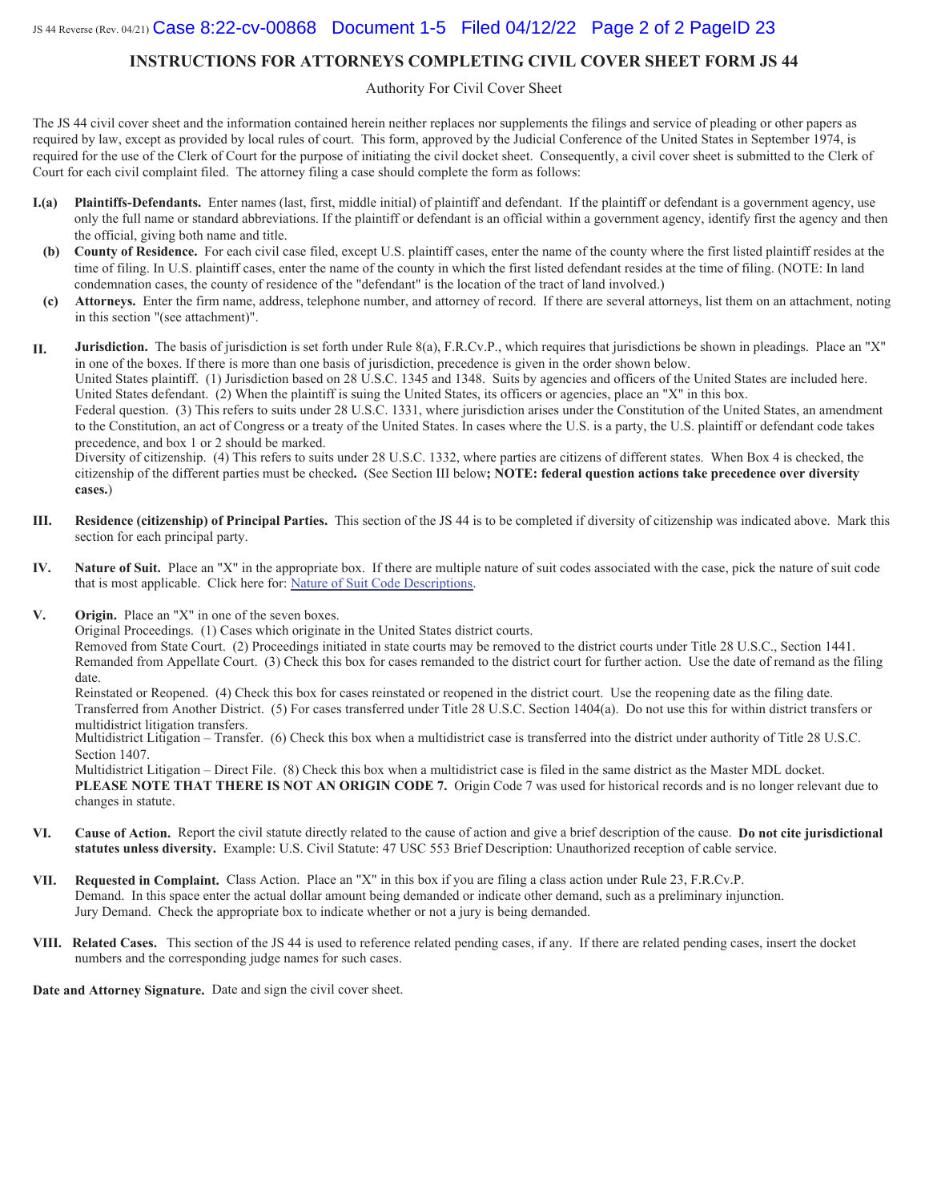# INSTRUCTIONS FOR ATTORNEYS COMPLETING CIVIL COVER SHEET FORM JS 44

Authority For Civil Cover Sheet

The JS 44 civil cover sheet and the information contained herein neither replaces nor supplements the filings and service of pleading or other papers as required by law, except as provided by local rules of court. This form, approved by the Judicial Conference of the United States in September 1974, is required for the use of the Clerk of Court for the purpose of initiating the civil docket sheet. Consequently, a civil cover sheet is submitted to the Clerk of Court for each civil complaint filed. The attorney filing a case should complete the form as follows:

**I.(a)** **Plaintiffs-Defendants.** Enter names (last, first, middle initial) of plaintiff and defendant. If the plaintiff or defendant is a government agency, use only the full name or standard abbreviations. If the plaintiff or defendant is an official within a government agency, identify first the agency and then the official, giving both name and title.

**(b)** **County of Residence.** For each civil case filed, except U.S. plaintiff cases, enter the name of the county where the first listed plaintiff resides at the time of filing. In U.S. plaintiff cases, enter the name of the county in which the first listed defendant resides at the time of filing. (NOTE: In land condemnation cases, the county of residence of the "defendant" is the location of the tract of land involved.)

**(c)** **Attorneys.** Enter the firm name, address, telephone number, and attorney of record. If there are several attorneys, list them on an attachment, noting in this section "(see attachment)".

**II.** **Jurisdiction.** The basis of jurisdiction is set forth under Rule 8(a), F.R.Cv.P., which requires that jurisdictions be shown in pleadings. Place an "X" in one of the boxes. If there is more than one basis of jurisdiction, precedence is given in the order shown below.
United States plaintiff. (1) Jurisdiction based on 28 U.S.C. 1345 and 1348. Suits by agencies and officers of the United States are included here.
United States defendant. (2) When the plaintiff is suing the United States, its officers or agencies, place an "X" in this box.
Federal question. (3) This refers to suits under 28 U.S.C. 1331, where jurisdiction arises under the Constitution of the United States, an amendment to the Constitution, an act of Congress or a treaty of the United States. In cases where the U.S. is a party, the U.S. plaintiff or defendant code takes precedence, and box 1 or 2 should be marked.
Diversity of citizenship. (4) This refers to suits under 28 U.S.C. 1332, where parties are citizens of different states. When Box 4 is checked, the citizenship of the different parties must be checked**.** (See Section III below**; NOTE: federal question actions take precedence over diversity cases.**)

**III.** **Residence (citizenship) of Principal Parties.** This section of the JS 44 is to be completed if diversity of citizenship was indicated above. Mark this section for each principal party.

**IV.** **Nature of Suit.** Place an "X" in the appropriate box. If there are multiple nature of suit codes associated with the case, pick the nature of suit code that is most applicable. Click here for: Nature of Suit Code Descriptions.

**V.** **Origin.** Place an "X" in one of the seven boxes.
Original Proceedings. (1) Cases which originate in the United States district courts.
Removed from State Court. (2) Proceedings initiated in state courts may be removed to the district courts under Title 28 U.S.C., Section 1441.
Remanded from Appellate Court. (3) Check this box for cases remanded to the district court for further action. Use the date of remand as the filing date.
Reinstated or Reopened. (4) Check this box for cases reinstated or reopened in the district court. Use the reopening date as the filing date.
Transferred from Another District. (5) For cases transferred under Title 28 U.S.C. Section 1404(a). Do not use this for within district transfers or multidistrict litigation transfers.
Multidistrict Litigation – Transfer. (6) Check this box when a multidistrict case is transferred into the district under authority of Title 28 U.S.C. Section 1407.
Multidistrict Litigation – Direct File. (8) Check this box when a multidistrict case is filed in the same district as the Master MDL docket.
**PLEASE NOTE THAT THERE IS NOT AN ORIGIN CODE 7.** Origin Code 7 was used for historical records and is no longer relevant due to changes in statute.

**VI.** **Cause of Action.** Report the civil statute directly related to the cause of action and give a brief description of the cause. **Do not cite jurisdictional statutes unless diversity.** Example: U.S. Civil Statute: 47 USC 553 Brief Description: Unauthorized reception of cable service.

**VII.** **Requested in Complaint.** Class Action. Place an "X" in this box if you are filing a class action under Rule 23, F.R.Cv.P.
Demand. In this space enter the actual dollar amount being demanded or indicate other demand, such as a preliminary injunction.
Jury Demand. Check the appropriate box to indicate whether or not a jury is being demanded.

**VIII.** **Related Cases.** This section of the JS 44 is used to reference related pending cases, if any. If there are related pending cases, insert the docket numbers and the corresponding judge names for such cases.

**Date and Attorney Signature.** Date and sign the civil cover sheet.